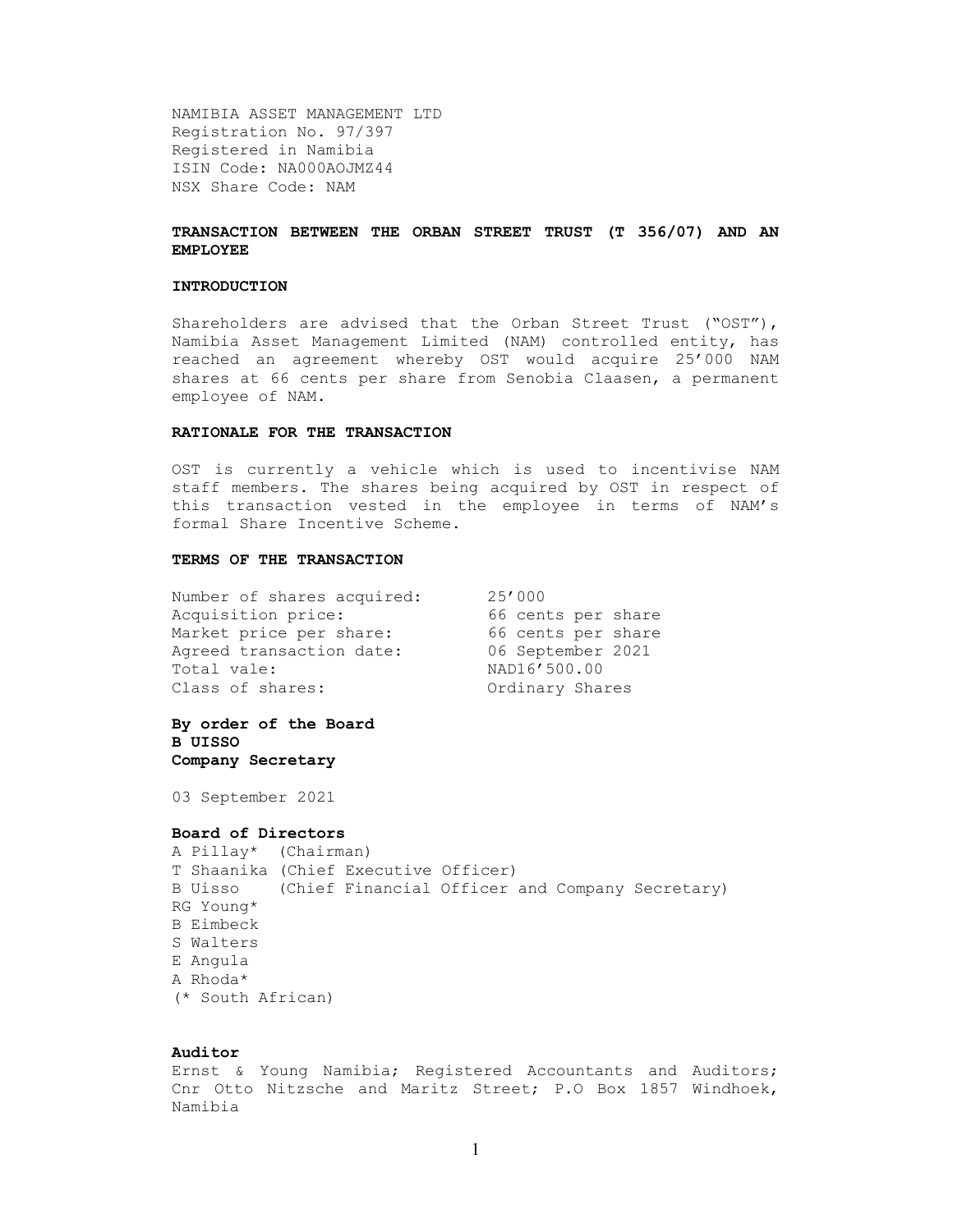NAMIBIA ASSET MANAGEMENT LTD
Registration No. 97/397
Registered in Namibia
ISIN Code: NA000AOJMZ44
NSX Share Code: NAM

## TRANSACTION BETWEEN THE ORBAN STREET TRUST (T 356/07) AND AN EMPLOYEE

### INTRODUCTION

Shareholders are advised that the Orban Street Trust ("OST"), Namibia Asset Management Limited (NAM) controlled entity, has reached an agreement whereby OST would acquire 25'000 NAM shares at 66 cents per share from Senobia Claasen, a permanent employee of NAM.

### RATIONALE FOR THE TRANSACTION

OST is currently a vehicle which is used to incentivise NAM staff members. The shares being acquired by OST in respect of this transaction vested in the employee in terms of NAM's formal Share Incentive Scheme.

### TERMS OF THE TRANSACTION

| | |
|---|---|
| Number of shares acquired: | 25'000 |
| Acquisition price: | 66 cents per share |
| Market price per share: | 66 cents per share |
| Agreed transaction date: | 06 September 2021 |
| Total vale: | NAD16'500.00 |
| Class of shares: | Ordinary Shares |

**By order of the Board**
**B UISSO**
**Company Secretary**

03 September 2021

**Board of Directors**
A Pillay* (Chairman)
T Shaanika (Chief Executive Officer)
B Uisso (Chief Financial Officer and Company Secretary)
RG Young*
B Eimbeck
S Walters
E Angula
A Rhoda*
(* South African)

**Auditor**
Ernst & Young Namibia; Registered Accountants and Auditors; Cnr Otto Nitzsche and Maritz Street; P.O Box 1857 Windhoek, Namibia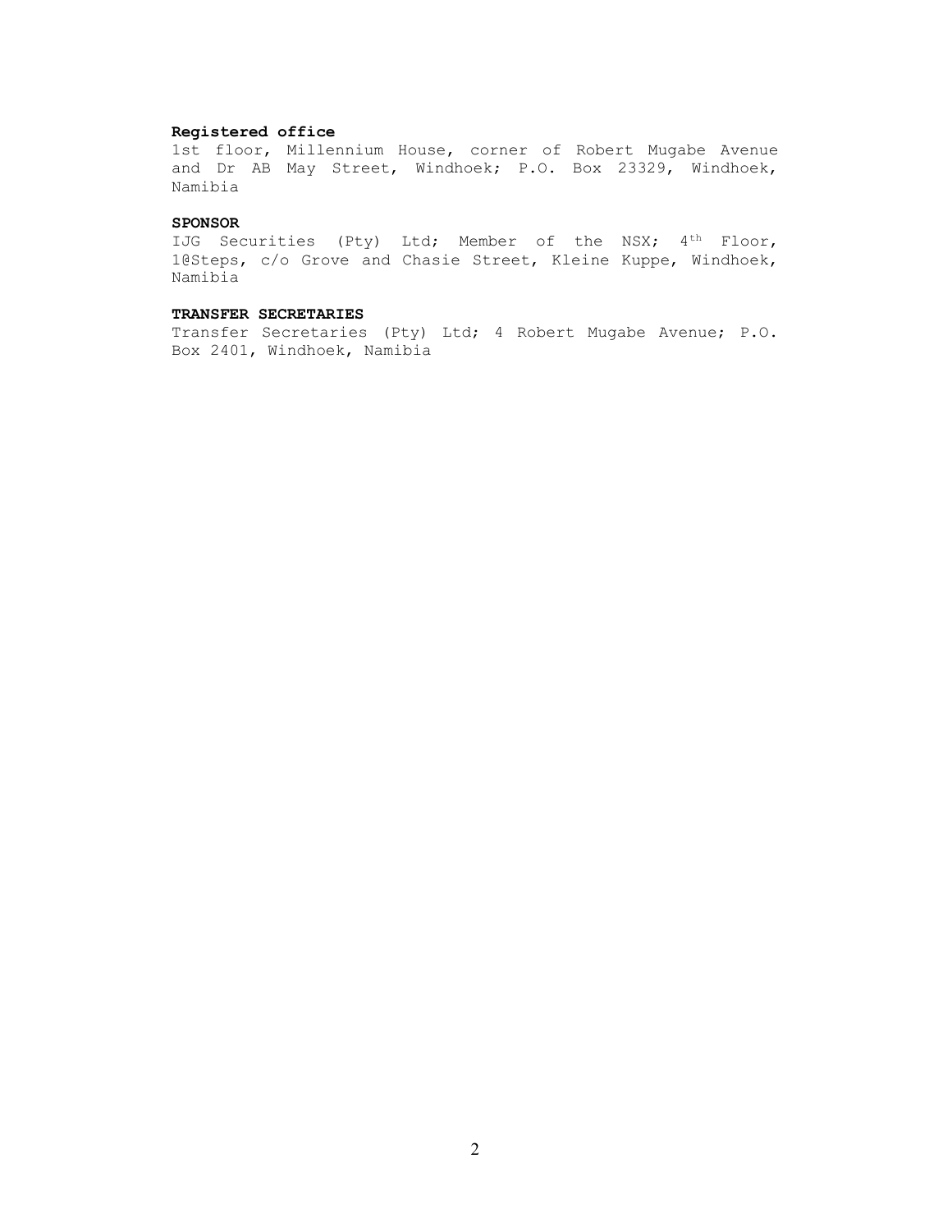**Registered office**

1st floor, Millennium House, corner of Robert Mugabe Avenue and Dr AB May Street, Windhoek; P.O. Box 23329, Windhoek, Namibia

**SPONSOR**

IJG Securities (Pty) Ltd; Member of the NSX; 4th Floor, 1@Steps, c/o Grove and Chasie Street, Kleine Kuppe, Windhoek, Namibia

**TRANSFER SECRETARIES**

Transfer Secretaries (Pty) Ltd; 4 Robert Mugabe Avenue; P.O. Box 2401, Windhoek, Namibia